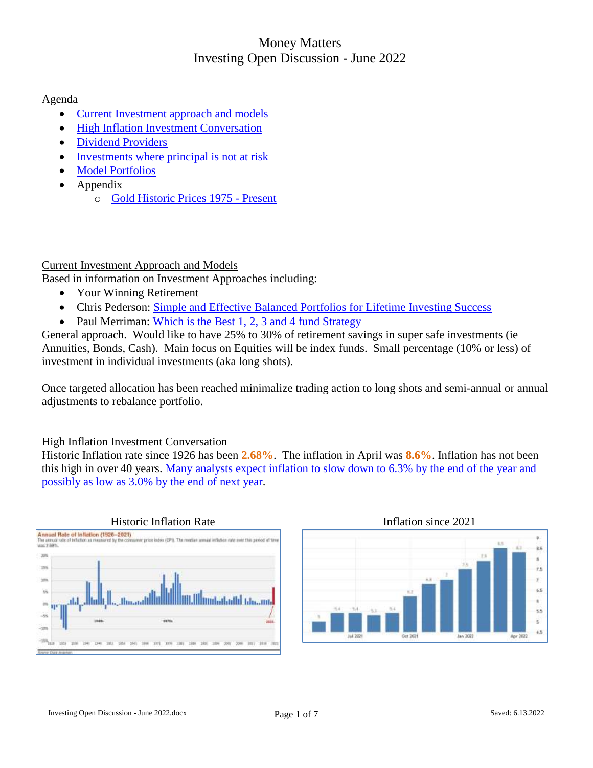# Money Matters
## Investing Open Discussion - June 2022

Agenda

- Current Investment approach and models
- High Inflation Investment Conversation
- Dividend Providers
- Investments where principal is not at risk
- Model Portfolios
- Appendix
  - Gold Historic Prices 1975 - Present

### Current Investment Approach and Models

Based in information on Investment Approaches including:

- Your Winning Retirement
- Chris Pederson: Simple and Effective Balanced Portfolios for Lifetime Investing Success
- Paul Merriman: Which is the Best 1, 2, 3 and 4 fund Strategy

General approach. Would like to have 25% to 30% of retirement savings in super safe investments (ie Annuities, Bonds, Cash). Main focus on Equities will be index funds. Small percentage (10% or less) of investment in individual investments (aka long shots).

Once targeted allocation has been reached minimalize trading action to long shots and semi-annual or annual adjustments to rebalance portfolio.

### High Inflation Investment Conversation

Historic Inflation rate since 1926 has been **2.68%**. The inflation in April was **8.6%**. Inflation has not been this high in over 40 years. Many analysts expect inflation to slow down to 6.3% by the end of the year and possibly as low as 3.0% by the end of next year.

Historic Inflation Rate

Inflation since 2021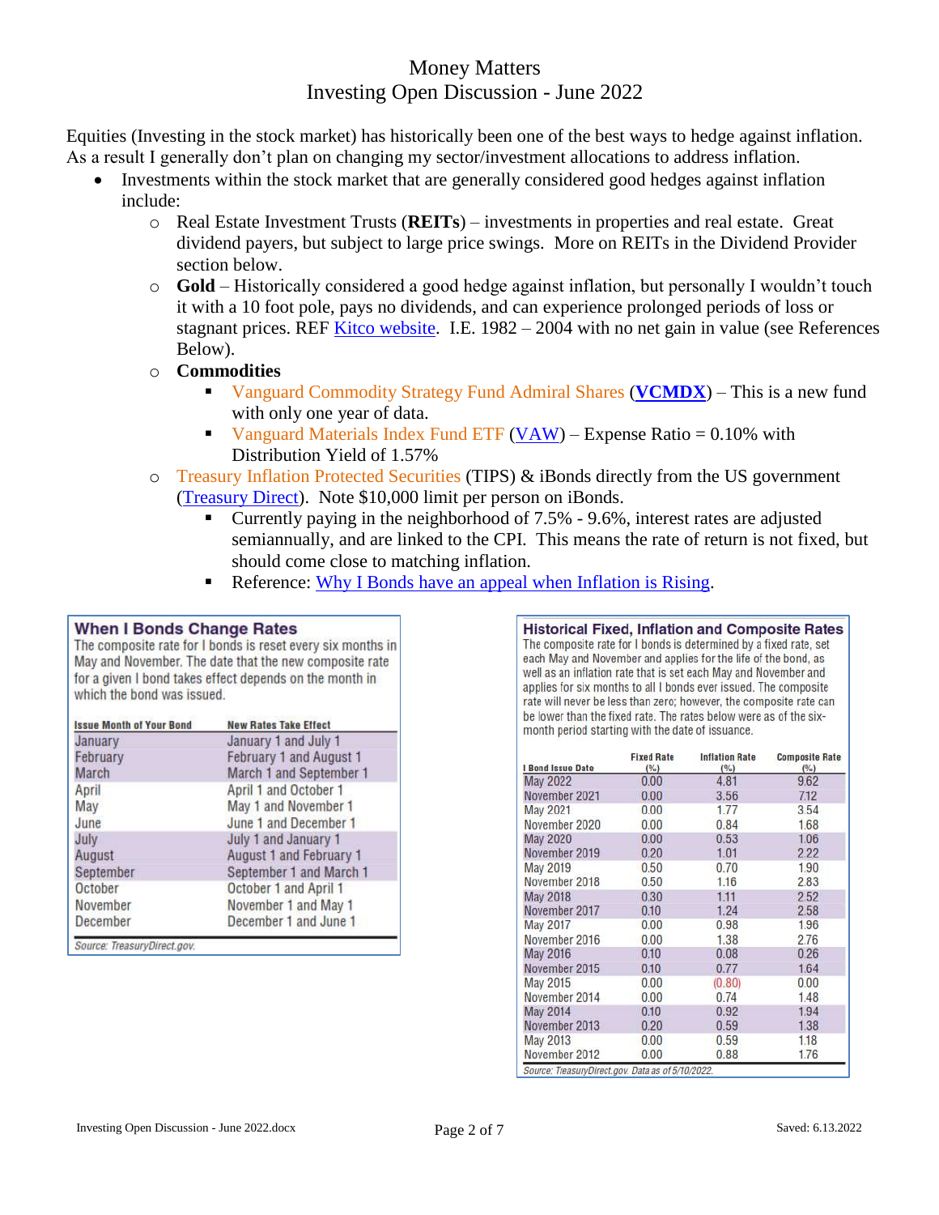# Money Matters
## Investing Open Discussion - June 2022

Equities (Investing in the stock market) has historically been one of the best ways to hedge against inflation. As a result I generally don't plan on changing my sector/investment allocations to address inflation.

- Investments within the stock market that are generally considered good hedges against inflation include:
  - Real Estate Investment Trusts (**REITs**) – investments in properties and real estate. Great dividend payers, but subject to large price swings. More on REITs in the Dividend Provider section below.
  - **Gold** – Historically considered a good hedge against inflation, but personally I wouldn't touch it with a 10 foot pole, pays no dividends, and can experience prolonged periods of loss or stagnant prices. REF Kitco website. I.E. 1982 – 2004 with no net gain in value (see References Below).
  - **Commodities**
    - Vanguard Commodity Strategy Fund Admiral Shares (**VCMDX**) – This is a new fund with only one year of data.
    - Vanguard Materials Index Fund ETF (VAW) – Expense Ratio = 0.10% with Distribution Yield of 1.57%
  - Treasury Inflation Protected Securities (TIPS) & iBonds directly from the US government (Treasury Direct). Note $10,000 limit per person on iBonds.
    - Currently paying in the neighborhood of 7.5% - 9.6%, interest rates are adjusted semiannually, and are linked to the CPI. This means the rate of return is not fixed, but should come close to matching inflation.
    - Reference: Why I Bonds have an appeal when Inflation is Rising.

### When I Bonds Change Rates

The composite rate for I bonds is reset every six months in May and November. The date that the new composite rate for a given I bond takes effect depends on the month in which the bond was issued.

| Issue Month of Your Bond | New Rates Take Effect |
|---|---|
| January | January 1 and July 1 |
| February | February 1 and August 1 |
| March | March 1 and September 1 |
| April | April 1 and October 1 |
| May | May 1 and November 1 |
| June | June 1 and December 1 |
| July | July 1 and January 1 |
| August | August 1 and February 1 |
| September | September 1 and March 1 |
| October | October 1 and April 1 |
| November | November 1 and May 1 |
| December | December 1 and June 1 |

*Source: TreasuryDirect.gov.*

### Historical Fixed, Inflation and Composite Rates

The composite rate for I bonds is determined by a fixed rate, set each May and November and applies for the life of the bond, as well as an inflation rate that is set each May and November and applies for six months to all I bonds ever issued. The composite rate will never be less than zero; however, the composite rate can be lower than the fixed rate. The rates below were as of the six-month period starting with the date of issuance.

| I Bond Issue Date | Fixed Rate (%) | Inflation Rate (%) | Composite Rate (%) |
|---|---|---|---|
| May 2022 | 0.00 | 4.81 | 9.62 |
| November 2021 | 0.00 | 3.56 | 7.12 |
| May 2021 | 0.00 | 1.77 | 3.54 |
| November 2020 | 0.00 | 0.84 | 1.68 |
| May 2020 | 0.00 | 0.53 | 1.06 |
| November 2019 | 0.20 | 1.01 | 2.22 |
| May 2019 | 0.50 | 0.70 | 1.90 |
| November 2018 | 0.50 | 1.16 | 2.83 |
| May 2018 | 0.30 | 1.11 | 2.52 |
| November 2017 | 0.10 | 1.24 | 2.58 |
| May 2017 | 0.00 | 0.98 | 1.96 |
| November 2016 | 0.00 | 1.38 | 2.76 |
| May 2016 | 0.10 | 0.08 | 0.26 |
| November 2015 | 0.10 | 0.77 | 1.64 |
| May 2015 | 0.00 | (0.80) | 0.00 |
| November 2014 | 0.00 | 0.74 | 1.48 |
| May 2014 | 0.10 | 0.92 | 1.94 |
| November 2013 | 0.20 | 0.59 | 1.38 |
| May 2013 | 0.00 | 0.59 | 1.18 |
| November 2012 | 0.00 | 0.88 | 1.76 |

*Source: TreasuryDirect.gov. Data as of 5/10/2022.*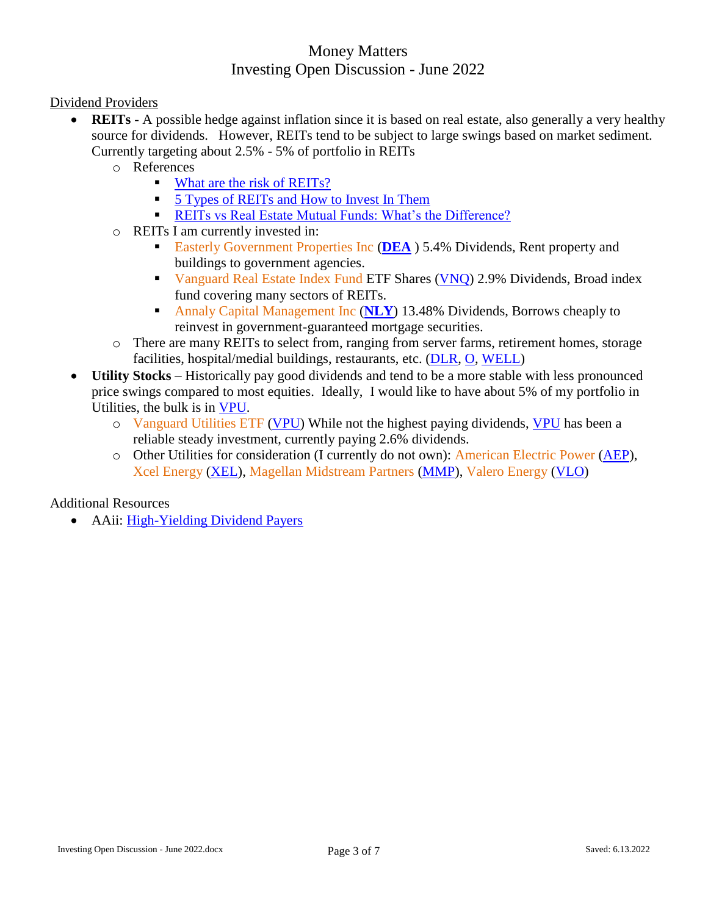# Money Matters
## Investing Open Discussion - June 2022

Dividend Providers

- **REITs** - A possible hedge against inflation since it is based on real estate, also generally a very healthy source for dividends. However, REITs tend to be subject to large swings based on market sediment. Currently targeting about 2.5% - 5% of portfolio in REITs
    - References
        - What are the risk of REITs?
        - 5 Types of REITs and How to Invest In Them
        - REITs vs Real Estate Mutual Funds: What's the Difference?
    - REITs I am currently invested in:
        - Easterly Government Properties Inc (**DEA** ) 5.4% Dividends, Rent property and buildings to government agencies.
        - Vanguard Real Estate Index Fund ETF Shares (VNQ) 2.9% Dividends, Broad index fund covering many sectors of REITs.
        - Annaly Capital Management Inc (**NLY**) 13.48% Dividends, Borrows cheaply to reinvest in government-guaranteed mortgage securities.
    - There are many REITs to select from, ranging from server farms, retirement homes, storage facilities, hospital/medial buildings, restaurants, etc. (DLR, O, WELL)
- **Utility Stocks** – Historically pay good dividends and tend to be a more stable with less pronounced price swings compared to most equities. Ideally, I would like to have about 5% of my portfolio in Utilities, the bulk is in VPU.
    - Vanguard Utilities ETF (VPU) While not the highest paying dividends, VPU has been a reliable steady investment, currently paying 2.6% dividends.
    - Other Utilities for consideration (I currently do not own): American Electric Power (AEP), Xcel Energy (XEL), Magellan Midstream Partners (MMP), Valero Energy (VLO)

Additional Resources

- AAii: High-Yielding Dividend Payers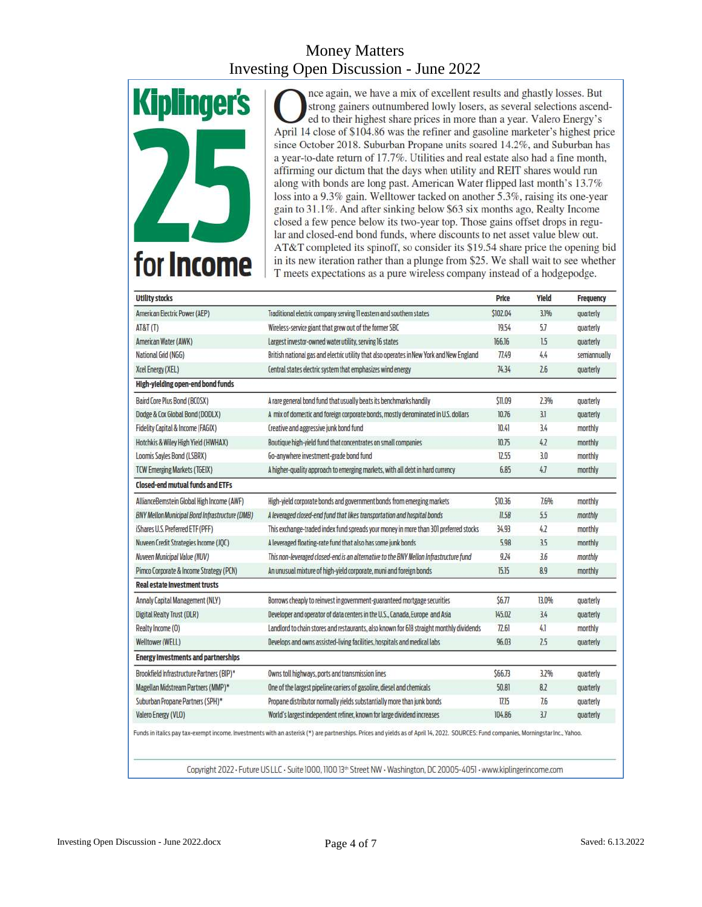# Money Matters
## Investing Open Discussion - June 2022

# Kiplinger's 25 for Income

Once again, we have a mix of excellent results and ghastly losses. But strong gainers outnumbered lowly losers, as several selections ascended to their highest share prices in more than a year. Valero Energy's April 14 close of $104.86 was the refiner and gasoline marketer's highest price since October 2018. Suburban Propane units soared 14.2%, and Suburban has a year-to-date return of 17.7%. Utilities and real estate also had a fine month, affirming our dictum that the days when utility and REIT shares would run along with bonds are long past. American Water flipped last month's 13.7% loss into a 9.3% gain. Welltower tacked on another 5.3%, raising its one-year gain to 31.1%. And after sinking below $63 six months ago, Realty Income closed a few pence below its two-year top. Those gains offset drops in regular and closed-end bond funds, where discounts to net asset value blew out. AT&T completed its spinoff, so consider its $19.54 share price the opening bid in its new iteration rather than a plunge from $25. We shall wait to see whether T meets expectations as a pure wireless company instead of a hodgepodge.

| Utility stocks | | Price | Yield | Frequency |
|---|---|---|---|---|
| American Electric Power (AEP) | Traditional electric company serving 11 eastern and southern states | $102.04 | 3.1% | quarterly |
| AT&T (T) | Wireless-service giant that grew out of the former SBC | 19.54 | 5.7 | quarterly |
| American Water (AWK) | Largest investor-owned water utility, serving 16 states | 166.16 | 1.5 | quarterly |
| National Grid (NGG) | British national gas and electric utility that also operates in New York and New England | 77.49 | 4.4 | semiannually |
| Xcel Energy (XEL) | Central states electric system that emphasizes wind energy | 74.34 | 2.6 | quarterly |
| **High-yielding open-end bond funds** | | | | |
| Baird Core Plus Bond (BCOSX) | A rare general bond fund that usually beats its benchmarks handily | $11.09 | 2.3% | quarterly |
| Dodge & Cox Global Bond (DODLX) | A mix of domestic and foreign corporate bonds, mostly denominated in U.S. dollars | 10.76 | 3.1 | quarterly |
| Fidelity Capital & Income (FAGIX) | Creative and aggressive junk bond fund | 10.41 | 3.4 | monthly |
| Hotchkis & Wiley High Yield (HWHAX) | Boutique high-yield fund that concentrates on small companies | 10.75 | 4.2 | monthly |
| Loomis Sayles Bond (LSBRX) | Go-anywhere investment-grade bond fund | 12.55 | 3.0 | monthly |
| TCW Emerging Markets (TGEIX) | A higher-quality approach to emerging markets, with all debt in hard currency | 6.85 | 4.7 | monthly |
| **Closed-end mutual funds and ETFs** | | | | |
| AllianceBernstein Global High Income (AWF) | High-yield corporate bonds and government bonds from emerging markets | $10.36 | 7.6% | monthly |
| *BNY Mellon Municipal Bond Infrastructure (DMB)* | *A leveraged closed-end fund that likes transportation and hospital bonds* | *11.58* | *5.5* | *monthly* |
| iShares U.S. Preferred ETF (PFF) | This exchange-traded index fund spreads your money in more than 301 preferred stocks | 34.93 | 4.2 | monthly |
| Nuveen Credit Strategies Income (JQC) | A leveraged floating-rate fund that also has some junk bonds | 5.98 | 3.5 | monthly |
| *Nuveen Municipal Value (NUV)* | *This non-leveraged closed-end is an alternative to the BNY Mellon Infrastructure fund* | *9.24* | *3.6* | *monthly* |
| Pimco Corporate & Income Strategy (PCN) | An unusual mixture of high-yield corporate, muni and foreign bonds | 15.15 | 8.9 | monthly |
| **Real estate investment trusts** | | | | |
| Annaly Capital Management (NLY) | Borrows cheaply to reinvest in government-guaranteed mortgage securities | $6.77 | 13.0% | quarterly |
| Digital Realty Trust (DLR) | Developer and operator of data centers in the U.S., Canada, Europe and Asia | 145.02 | 3.4 | quarterly |
| Realty Income (O) | Landlord to chain stores and restaurants, also known for 618 straight monthly dividends | 72.61 | 4.1 | monthly |
| Welltower (WELL) | Develops and owns assisted-living facilities, hospitals and medical labs | 96.03 | 2.5 | quarterly |
| **Energy investments and partnerships** | | | | |
| Brookfield Infrastructure Partners (BIP)* | Owns toll highways, ports and transmission lines | $66.73 | 3.2% | quarterly |
| Magellan Midstream Partners (MMP)* | One of the largest pipeline carriers of gasoline, diesel and chemicals | 50.81 | 8.2 | quarterly |
| Suburban Propane Partners (SPH)* | Propane distributor normally yields substantially more than junk bonds | 17.15 | 7.6 | quarterly |
| Valero Energy (VLO) | World's largest independent refiner, known for large dividend increases | 104.86 | 3.7 | quarterly |

Funds in italics pay tax-exempt income. Investments with an asterisk (*) are partnerships. Prices and yields as of April 14, 2022. SOURCES: Fund companies, Morningstar Inc., Yahoo.

Copyright 2022 · Future US LLC · Suite 1000, 1100 13th Street NW · Washington, DC 20005-4051 · www.kiplingerincome.com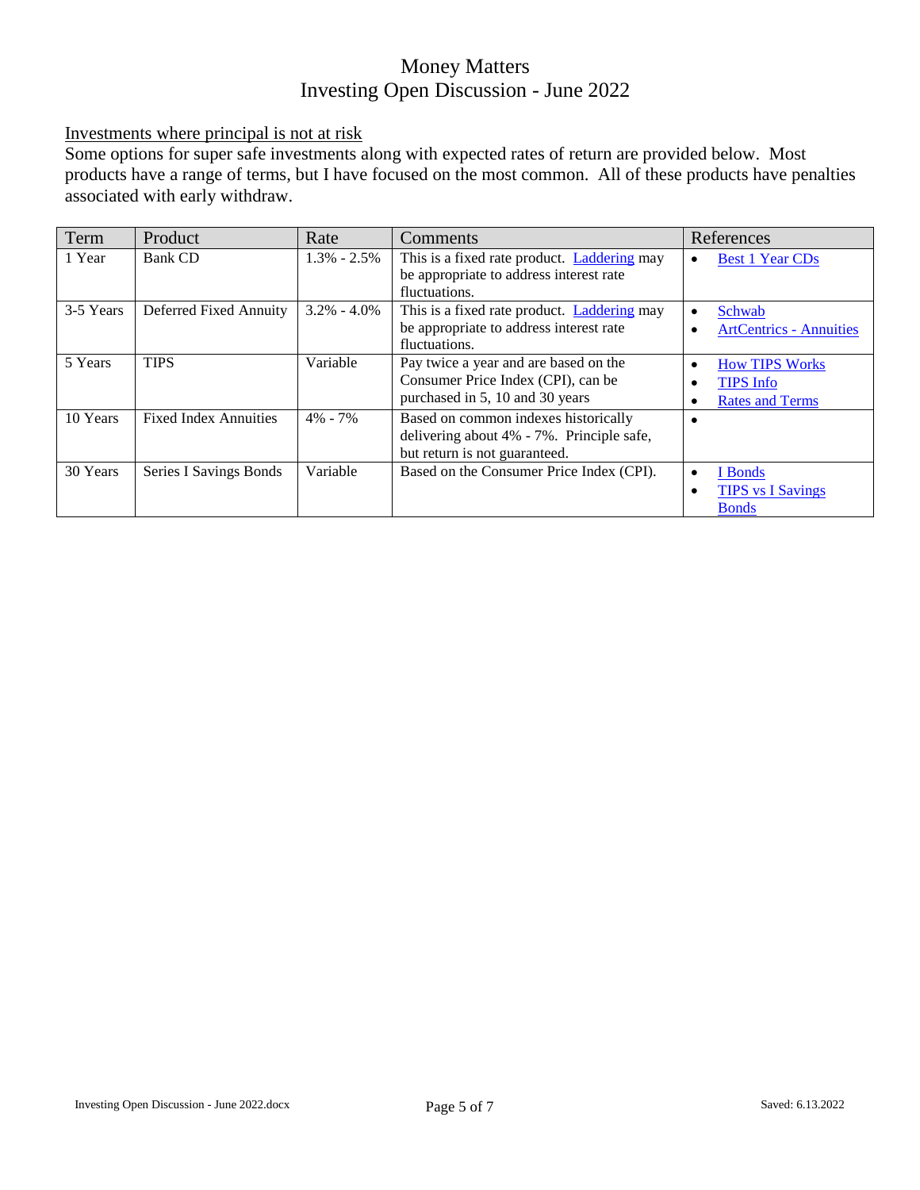# Money Matters
## Investing Open Discussion - June 2022

<u>Investments where principal is not at risk</u>

Some options for super safe investments along with expected rates of return are provided below. Most products have a range of terms, but I have focused on the most common. All of these products have penalties associated with early withdraw.

| Term | Product | Rate | Comments | References |
|---|---|---|---|---|
| 1 Year | Bank CD | 1.3% - 2.5% | This is a fixed rate product. Laddering may be appropriate to address interest rate fluctuations. | • Best 1 Year CDs |
| 3-5 Years | Deferred Fixed Annuity | 3.2% - 4.0% | This is a fixed rate product. Laddering may be appropriate to address interest rate fluctuations. | • Schwab<br>• ArtCentrics - Annuities |
| 5 Years | TIPS | Variable | Pay twice a year and are based on the Consumer Price Index (CPI), can be purchased in 5, 10 and 30 years | • How TIPS Works<br>• TIPS Info<br>• Rates and Terms |
| 10 Years | Fixed Index Annuities | 4% - 7% | Based on common indexes historically delivering about 4% - 7%. Principle safe, but return is not guaranteed. | • |
| 30 Years | Series I Savings Bonds | Variable | Based on the Consumer Price Index (CPI). | • I Bonds<br>• TIPS vs I Savings Bonds |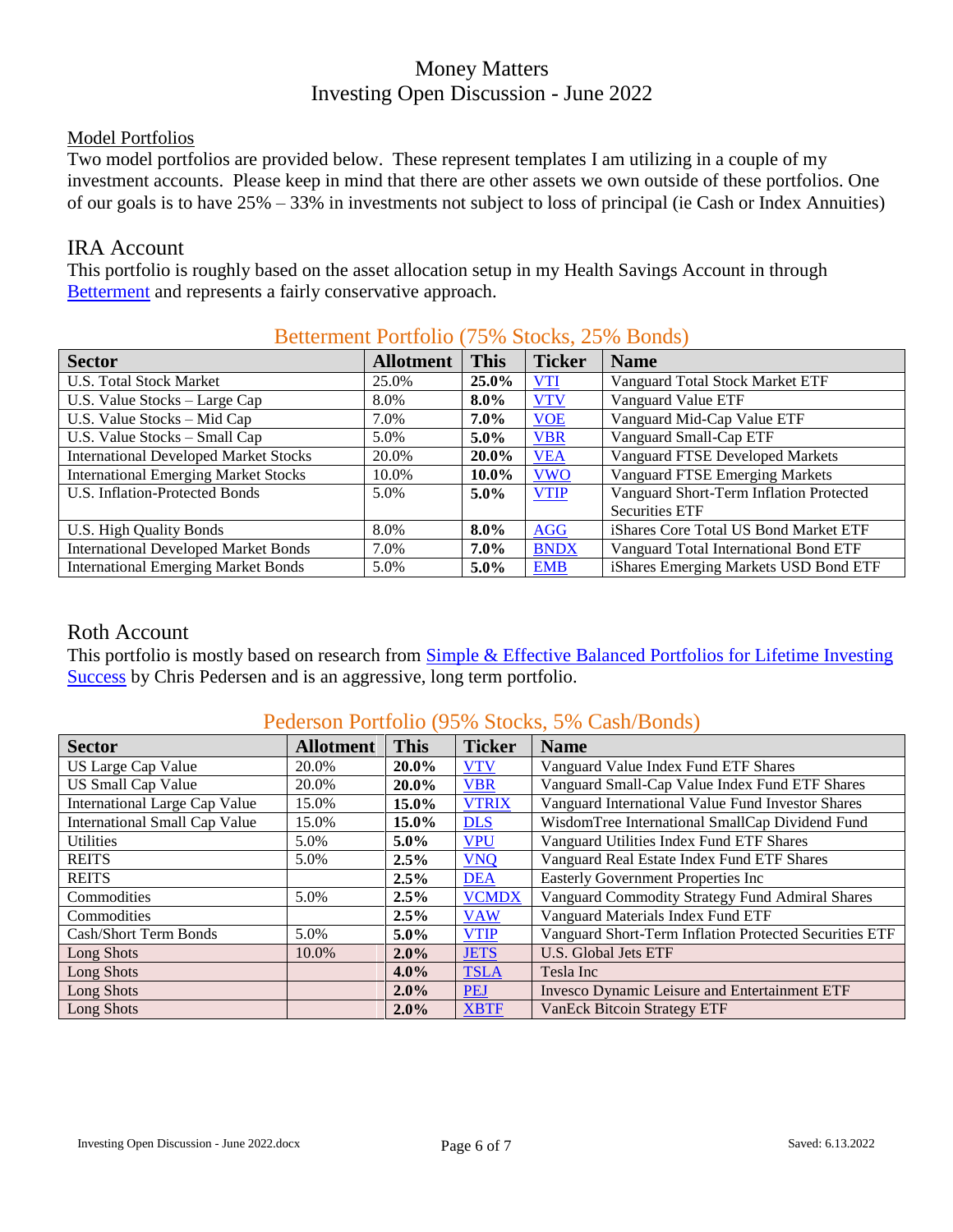# Money Matters
## Investing Open Discussion - June 2022

Model Portfolios

Two model portfolios are provided below. These represent templates I am utilizing in a couple of my investment accounts. Please keep in mind that there are other assets we own outside of these portfolios. One of our goals is to have 25% – 33% in investments not subject to loss of principal (ie Cash or Index Annuities)

## IRA Account

This portfolio is roughly based on the asset allocation setup in my Health Savings Account in through Betterment and represents a fairly conservative approach.

### Betterment Portfolio (75% Stocks, 25% Bonds)

| Sector | Allotment | This | Ticker | Name |
|---|---|---|---|---|
| U.S. Total Stock Market | 25.0% | **25.0%** | VTI | Vanguard Total Stock Market ETF |
| U.S. Value Stocks – Large Cap | 8.0% | **8.0%** | VTV | Vanguard Value ETF |
| U.S. Value Stocks – Mid Cap | 7.0% | **7.0%** | VOE | Vanguard Mid-Cap Value ETF |
| U.S. Value Stocks – Small Cap | 5.0% | **5.0%** | VBR | Vanguard Small-Cap ETF |
| International Developed Market Stocks | 20.0% | **20.0%** | VEA | Vanguard FTSE Developed Markets |
| International Emerging Market Stocks | 10.0% | **10.0%** | VWO | Vanguard FTSE Emerging Markets |
| U.S. Inflation-Protected Bonds | 5.0% | **5.0%** | VTIP | Vanguard Short-Term Inflation Protected Securities ETF |
| U.S. High Quality Bonds | 8.0% | **8.0%** | AGG | iShares Core Total US Bond Market ETF |
| International Developed Market Bonds | 7.0% | **7.0%** | BNDX | Vanguard Total International Bond ETF |
| International Emerging Market Bonds | 5.0% | **5.0%** | EMB | iShares Emerging Markets USD Bond ETF |

## Roth Account

This portfolio is mostly based on research from Simple & Effective Balanced Portfolios for Lifetime Investing Success by Chris Pedersen and is an aggressive, long term portfolio.

### Pederson Portfolio (95% Stocks, 5% Cash/Bonds)

| Sector | Allotment | This | Ticker | Name |
|---|---|---|---|---|
| US Large Cap Value | 20.0% | **20.0%** | VTV | Vanguard Value Index Fund ETF Shares |
| US Small Cap Value | 20.0% | **20.0%** | VBR | Vanguard Small-Cap Value Index Fund ETF Shares |
| International Large Cap Value | 15.0% | **15.0%** | VTRIX | Vanguard International Value Fund Investor Shares |
| International Small Cap Value | 15.0% | **15.0%** | DLS | WisdomTree International SmallCap Dividend Fund |
| Utilities | 5.0% | **5.0%** | VPU | Vanguard Utilities Index Fund ETF Shares |
| REITS | 5.0% | **2.5%** | VNQ | Vanguard Real Estate Index Fund ETF Shares |
| REITS | | **2.5%** | DEA | Easterly Government Properties Inc |
| Commodities | 5.0% | **2.5%** | VCMDX | Vanguard Commodity Strategy Fund Admiral Shares |
| Commodities | | **2.5%** | VAW | Vanguard Materials Index Fund ETF |
| Cash/Short Term Bonds | 5.0% | **5.0%** | VTIP | Vanguard Short-Term Inflation Protected Securities ETF |
| Long Shots | 10.0% | **2.0%** | JETS | U.S. Global Jets ETF |
| Long Shots | | **4.0%** | TSLA | Tesla Inc |
| Long Shots | | **2.0%** | PEJ | Invesco Dynamic Leisure and Entertainment ETF |
| Long Shots | | **2.0%** | XBTF | VanEck Bitcoin Strategy ETF |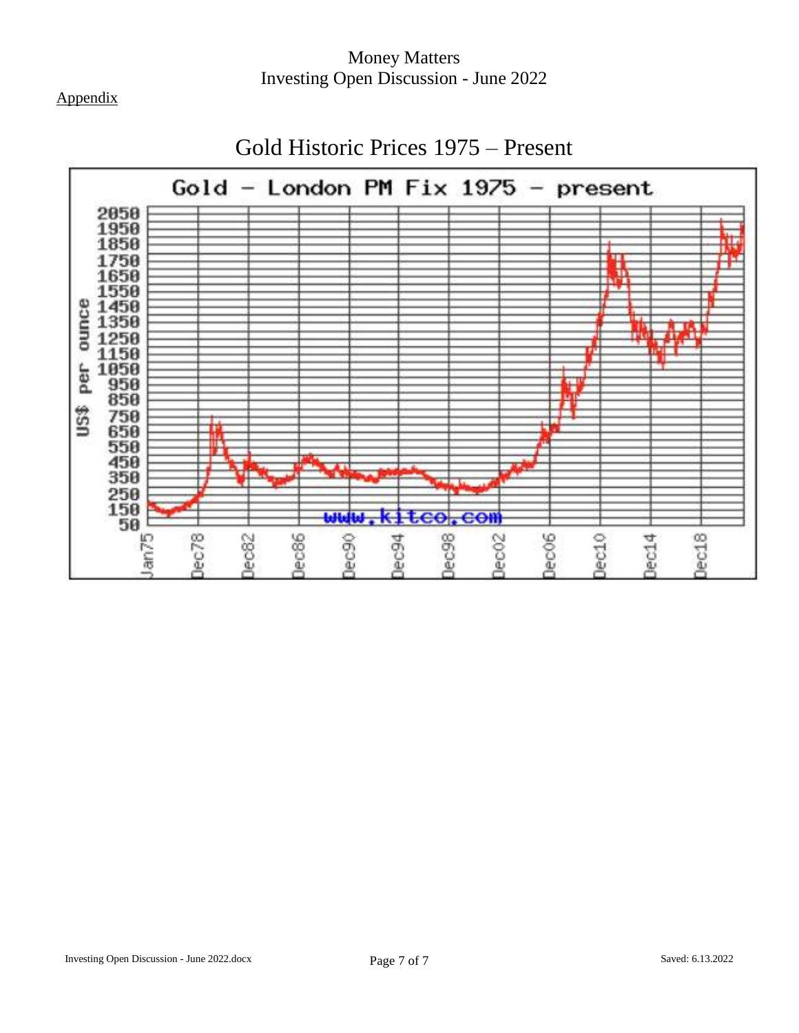Money Matters
Investing Open Discussion - June 2022

Appendix

## Gold Historic Prices 1975 – Present

Gold – London PM Fix 1975 – present

US$ per ounce

2050
1950
1850
1750
1650
1550
1450
1350
1250
1150
1050
950
850
750
650
550
450
350
250
150
50

www.kitco.com

Jan75
Dec78
Dec82
Dec86
Dec90
Dec94
Dec98
Dec02
Dec06
Dec10
Dec14
Dec18